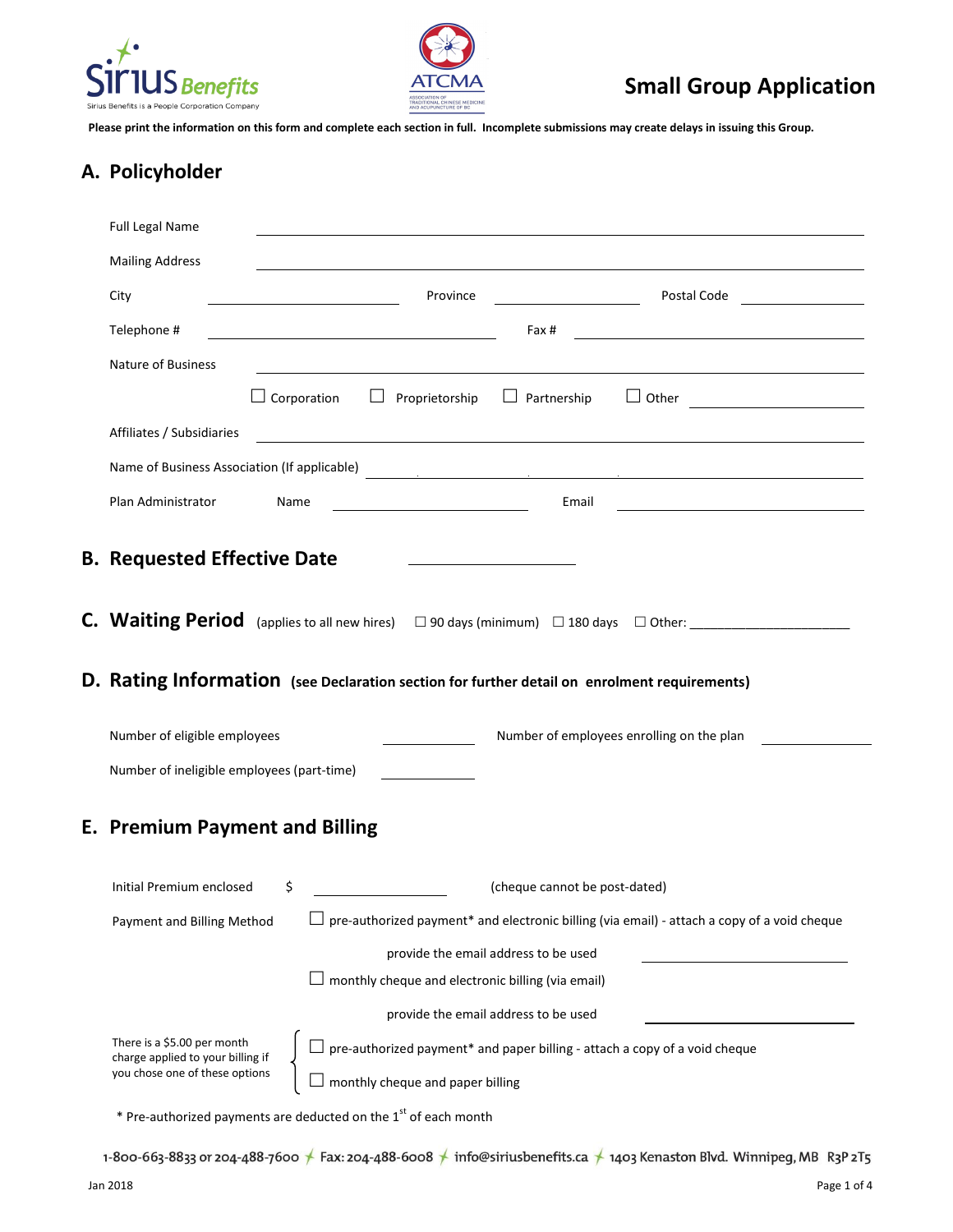# Small Group Application

**Please print the information on this form and complete each section in full. Incomplete submissions may create delays in issuing this Group.**

## A. Policyholder

Full Legal Name ______________________________

Mailing Address ______________________________

City ______________ Province ______________ Postal Code ______________

Telephone # ______________ Fax # ______________

Nature of Business ______________________________

☐ Corporation ☐ Proprietorship ☐ Partnership ☐ Other ______________

Affiliates / Subsidiaries ______________________________

Name of Business Association (If applicable) ______________________________

Plan Administrator Name ______________ Email ______________

## B. Requested Effective Date ______________

## C. Waiting Period (applies to all new hires) ☐ 90 days (minimum) ☐ 180 days ☐ Other: ______________

## D. Rating Information (see Declaration section for further detail on enrolment requirements)

Number of eligible employees ______________ Number of employees enrolling on the plan ______________

Number of ineligible employees (part-time) ______________

## E. Premium Payment and Billing

Initial Premium enclosed $ ______________ (cheque cannot be post-dated)

Payment and Billing Method

☐ pre-authorized payment* and electronic billing (via email) - attach a copy of a void cheque

provide the email address to be used ______________

☐ monthly cheque and electronic billing (via email)

provide the email address to be used ______________

There is a $5.00 per month charge applied to your billing if you chose one of these options

☐ pre-authorized payment* and paper billing - attach a copy of a void cheque

☐ monthly cheque and paper billing

\* Pre-authorized payments are deducted on the 1st of each month

1-800-663-8833 or 204-488-7600 Fax: 204-488-6008 info@siriusbenefits.ca 1403 Kenaston Blvd. Winnipeg, MB R3P 2T5

Jan 2018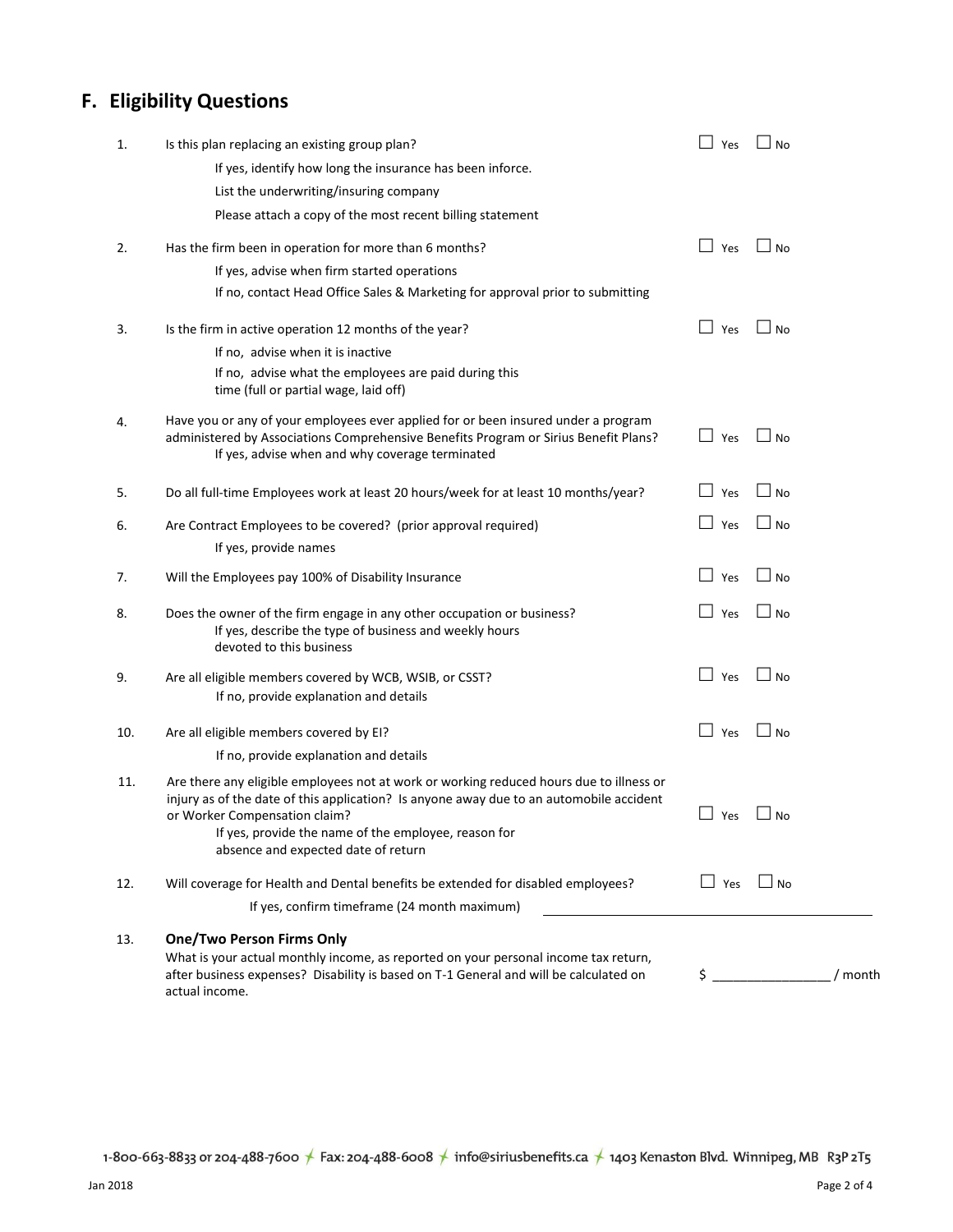## F. Eligibility Questions

1. Is this plan replacing an existing group plan? ☐ Yes ☐ No
   - If yes, identify how long the insurance has been inforce.
   - List the underwriting/insuring company
   - Please attach a copy of the most recent billing statement

2. Has the firm been in operation for more than 6 months? ☐ Yes ☐ No
   - If yes, advise when firm started operations
   - If no, contact Head Office Sales & Marketing for approval prior to submitting

3. Is the firm in active operation 12 months of the year? ☐ Yes ☐ No
   - If no, advise when it is inactive
   - If no, advise what the employees are paid during this time (full or partial wage, laid off)

4. Have you or any of your employees ever applied for or been insured under a program administered by Associations Comprehensive Benefits Program or Sirius Benefit Plans? ☐ Yes ☐ No
   - If yes, advise when and why coverage terminated

5. Do all full-time Employees work at least 20 hours/week for at least 10 months/year? ☐ Yes ☐ No

6. Are Contract Employees to be covered? (prior approval required) ☐ Yes ☐ No
   - If yes, provide names

7. Will the Employees pay 100% of Disability Insurance ☐ Yes ☐ No

8. Does the owner of the firm engage in any other occupation or business? ☐ Yes ☐ No
   - If yes, describe the type of business and weekly hours devoted to this business

9. Are all eligible members covered by WCB, WSIB, or CSST? ☐ Yes ☐ No
   - If no, provide explanation and details

10. Are all eligible members covered by EI? ☐ Yes ☐ No
    - If no, provide explanation and details

11. Are there any eligible employees not at work or working reduced hours due to illness or injury as of the date of this application? Is anyone away due to an automobile accident or Worker Compensation claim? ☐ Yes ☐ No
    - If yes, provide the name of the employee, reason for absence and expected date of return

12. Will coverage for Health and Dental benefits be extended for disabled employees? ☐ Yes ☐ No
    - If yes, confirm timeframe (24 month maximum) ______________________________

13. **One/Two Person Firms Only**
    What is your actual monthly income, as reported on your personal income tax return, after business expenses? Disability is based on T-1 General and will be calculated on actual income. $ ________________ / month

1-800-663-8833 or 204-488-7600 · Fax: 204-488-6008 · info@siriusbenefits.ca · 1403 Kenaston Blvd. Winnipeg, MB R3P 2T5

Jan 2018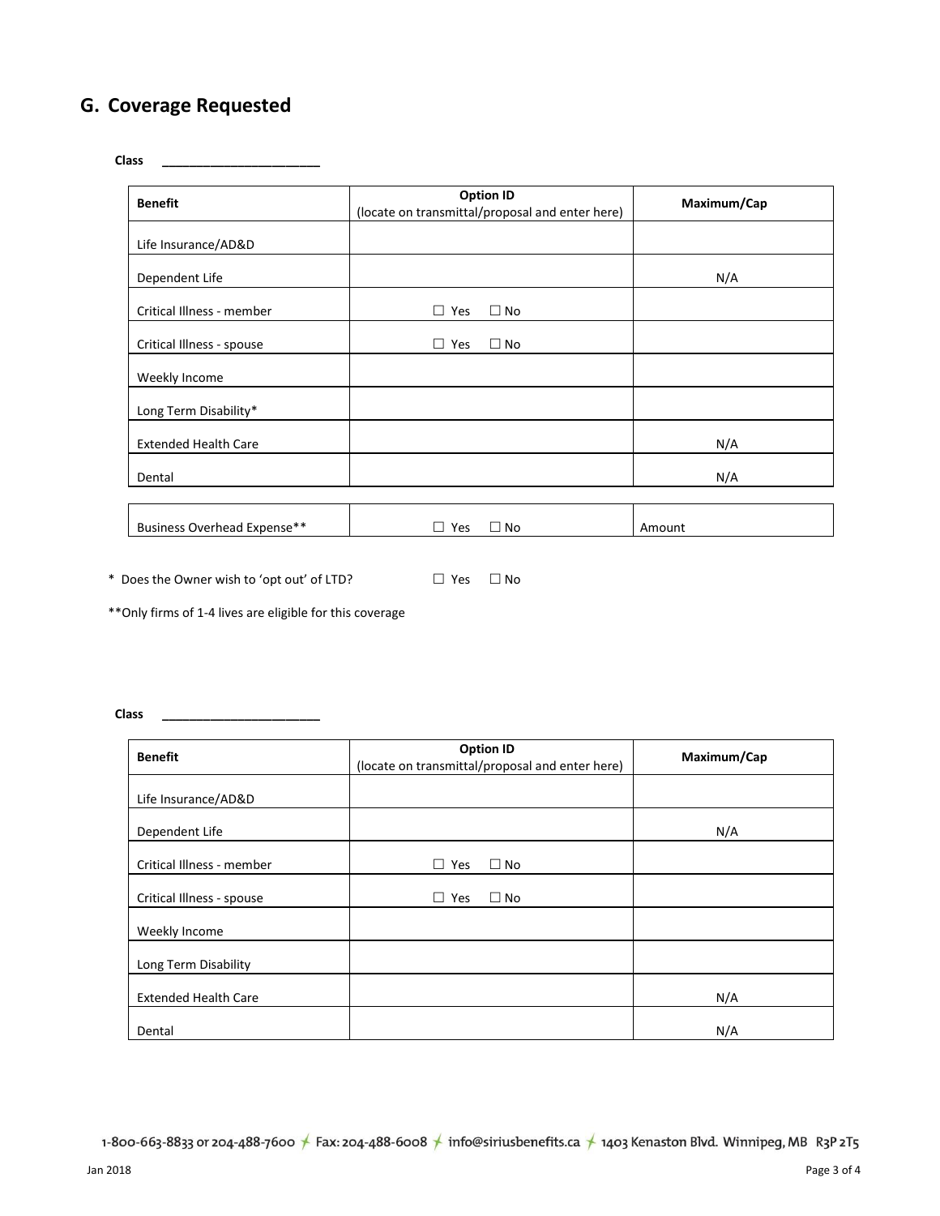## G. Coverage Requested

**Class** ______________________

| Benefit | Option ID (locate on transmittal/proposal and enter here) | Maximum/Cap |
|---|---|---|
| Life Insurance/AD&D | | |
| Dependent Life | | N/A |
| Critical Illness - member | ☐ Yes ☐ No | |
| Critical Illness - spouse | ☐ Yes ☐ No | |
| Weekly Income | | |
| Long Term Disability* | | |
| Extended Health Care | | N/A |
| Dental | | N/A |

| Business Overhead Expense** | ☐ Yes ☐ No | Amount |
|---|---|---|

* Does the Owner wish to 'opt out' of LTD? ☐ Yes ☐ No

**Only firms of 1-4 lives are eligible for this coverage

**Class** ______________________

| Benefit | Option ID (locate on transmittal/proposal and enter here) | Maximum/Cap |
|---|---|---|
| Life Insurance/AD&D | | |
| Dependent Life | | N/A |
| Critical Illness - member | ☐ Yes ☐ No | |
| Critical Illness - spouse | ☐ Yes ☐ No | |
| Weekly Income | | |
| Long Term Disability | | |
| Extended Health Care | | N/A |
| Dental | | N/A |

1-800-663-8833 or 204-488-7600 Fax: 204-488-6008 info@siriusbenefits.ca 1403 Kenaston Blvd. Winnipeg, MB R3P 2T5

Jan 2018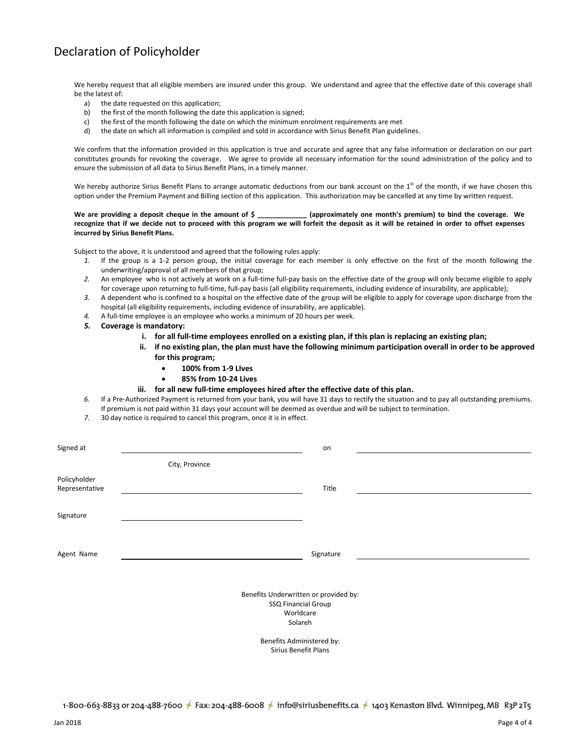# Declaration of Policyholder

We hereby request that all eligible members are insured under this group. We understand and agree that the effective date of this coverage shall be the latest of:

a) the date requested on this application;
b) the first of the month following the date this application is signed;
c) the first of the month following the date on which the minimum enrolment requirements are met
d) the date on which all information is compiled and sold in accordance with Sirius Benefit Plan guidelines.

We confirm that the information provided in this application is true and accurate and agree that any false information or declaration on our part constitutes grounds for revoking the coverage. We agree to provide all necessary information for the sound administration of the policy and to ensure the submission of all data to Sirius Benefit Plans, in a timely manner.

We hereby authorize Sirius Benefit Plans to arrange automatic deductions from our bank account on the 1st of the month, if we have chosen this option under the Premium Payment and Billing section of this application. This authorization may be cancelled at any time by written request.

**We are providing a deposit cheque in the amount of $ _____________ (approximately one month's premium) to bind the coverage. We recognize that if we decide not to proceed with this program we will forfeit the deposit as it will be retained in order to offset expenses incurred by Sirius Benefit Plans.**

Subject to the above, it is understood and agreed that the following rules apply:

1. If the group is a 1-2 person group, the initial coverage for each member is only effective on the first of the month following the underwriting/approval of all members of that group;
2. An employee who is not actively at work on a full-time full-pay basis on the effective date of the group will only become eligible to apply for coverage upon returning to full-time, full-pay basis (all eligibility requirements, including evidence of insurability, are applicable);
3. A dependent who is confined to a hospital on the effective date of the group will be eligible to apply for coverage upon discharge from the hospital (all eligibility requirements, including evidence of insurability, are applicable).
4. A full-time employee is an employee who works a minimum of 20 hours per week.
5. **Coverage is mandatory:**
   i. **for all full-time employees enrolled on a existing plan, if this plan is replacing an existing plan;**
   ii. **if no existing plan, the plan must have the following minimum participation overall in order to be approved for this program;**
      - **100% from 1-9 LIves**
      - **85% from 10-24 Lives**
   iii. **for all new full-time employees hired after the effective date of this plan.**
6. If a Pre-Authorized Payment is returned from your bank, you will have 31 days to rectify the situation and to pay all outstanding premiums. If premium is not paid within 31 days your account will be deemed as overdue and will be subject to termination.
7. 30 day notice is required to cancel this program, once it is in effect.

Signed at ______________________________ on ______________________________
City, Province

Policyholder Representative ______________________________ Title ______________________________

Signature ______________________________

Agent Name ______________________________ Signature ______________________________

Benefits Underwritten or provided by:
SSQ Financial Group
Worldcare
Solareh

Benefits Administered by:
Sirius Benefit Plans

1-800-663-8833 or 204-488-7600 Fax: 204-488-6008 info@siriusbenefits.ca 1403 Kenaston Blvd. Winnipeg, MB R3P 2T5

Jan 2018